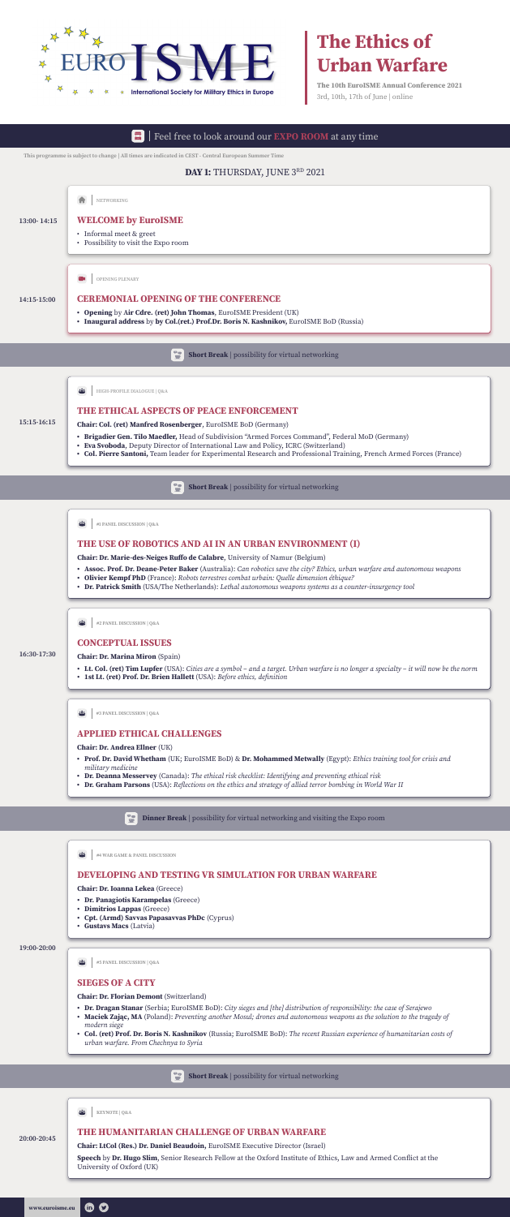EURO ISME – International Society for Military Ethics in Europe

# The Ethics of Urban Warfare

**The 10th EuroISME Annual Conference 2021**
3rd, 10th, 17th of June | online

| Feel free to look around our **EXPO ROOM** at any time

This programme is subject to change | All times are indicated in CEST - Central European Summer Time

## DAY 1: THURSDAY, JUNE 3RD 2021

**13:00- 14:15**

NETWORKING

### WELCOME by EuroISME

- Informal meet & greet
- Possibility to visit the Expo room

**14:15-15:00**

OPENING PLENARY

### CEREMONIAL OPENING OF THE CONFERENCE

- **Opening** by **Air Cdre. (ret) John Thomas**, EuroISME President (UK)
- **Inaugural address** by **by Col.(ret.) Prof.Dr. Boris N. Kashnikov,** EuroISME BoD (Russia)

**Short Break** | possibility for virtual networking

**15:15-16:15**

HIGH-PROFILE DIALOGUE | Q&A

### THE ETHICAL ASPECTS OF PEACE ENFORCEMENT

**Chair: Col. (ret) Manfred Rosenberger**, EuroISME BoD (Germany)

- **Brigadier Gen. Tilo Maedler,** Head of Subdivision "Armed Forces Command", Federal MoD (Germany)
- **Eva Svoboda**, Deputy Director of International Law and Policy, ICRC (Switzerland)
- **Col. Pierre Santoni,** Team leader for Experimental Research and Professional Training, French Armed Forces (France)

**Short Break** | possibility for virtual networking

**16:30-17:30**

#1 PANEL DISCUSSION | Q&A

### THE USE OF ROBOTICS AND AI IN AN URBAN ENVIRONMENT (I)

**Chair: Dr. Marie-des-Neiges Ruffo de Calabre**, University of Namur (Belgium)

- **Assoc. Prof. Dr. Deane-Peter Baker** (Australia): *Can robotics save the city? Ethics, urban warfare and autonomous weapons*
- **Olivier Kempf PhD** (France): *Robots terrestres combat urbain: Quelle dimension éthique?*
- **Dr. Patrick Smith** (USA/The Netherlands): *Lethal autonomous weapons systems as a counter-insurgency tool*

#2 PANEL DISCUSSION | Q&A

### CONCEPTUAL ISSUES

**Chair: Dr. Marina Miron** (Spain)

- **Lt. Col. (ret) Tim Lupfer** (USA): *Cities are a symbol – and a target. Urban warfare is no longer a specialty – it will now be the norm*
- **1st Lt. (ret) Prof. Dr. Brien Hallett** (USA): *Before ethics, definition*

#3 PANEL DISCUSSION | Q&A

### APPLIED ETHICAL CHALLENGES

**Chair: Dr. Andrea Ellner** (UK)

- **Prof. Dr. David Whetham** (UK; EuroISME BoD) & **Dr. Mohammed Metwally** (Egypt): *Ethics training tool for crisis and military medicine*
- **Dr. Deanna Messervey** (Canada): *The ethical risk checklist: Identifying and preventing ethical risk*
- **Dr. Graham Parsons** (USA): *Reflections on the ethics and strategy of allied terror bombing in World War II*

**Dinner Break** | possibility for virtual networking and visiting the Expo room

**19:00-20:00**

#4 WAR GAME & PANEL DISCUSSION

### DEVELOPING AND TESTING VR SIMULATION FOR URBAN WARFARE

**Chair: Dr. Ioanna Lekea** (Greece)

- **Dr. Panagiotis Karampelas** (Greece)
- **Dimitrios Lappas** (Greece)
- **Cpt. (Armd) Savvas Papasavvas PhDc** (Cyprus)
- **Gustavs Macs** (Latvia)

#5 PANEL DISCUSSION | Q&A

### SIEGES OF A CITY

**Chair: Dr. Florian Demont** (Switzerland)

- **Dr. Dragan Stanar** (Serbia; EuroISME BoD): *City sieges and [the] distribution of responsibility: the case of Serajewo*
- **Maciek Zając, MA** (Poland): *Preventing another Mosul; drones and autonomous weapons as the solution to the tragedy of modern siege*
- **Col. (ret) Prof. Dr. Boris N. Kashnikov** (Russia; EuroISME BoD): *The recent Russian experience of humanitarian costs of urban warfare. From Chechnya to Syria*

**Short Break** | possibility for virtual networking

**20:00-20:45**

KEYNOTE | Q&A

### THE HUMANITARIAN CHALLENGE OF URBAN WARFARE

**Chair: LtCol (Res.) Dr. Daniel Beaudoin,** EuroISME Executive Director (Israel)

**Speech** by **Dr. Hugo Slim**, Senior Research Fellow at the Oxford Institute of Ethics, Law and Armed Conflict at the University of Oxford (UK)

www.euroisme.eu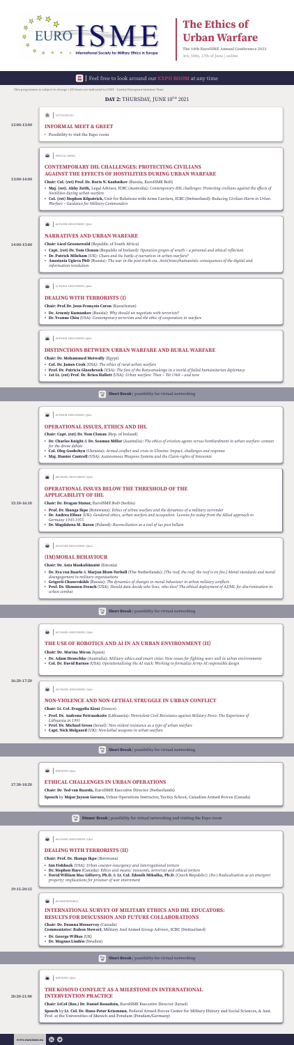# The Ethics of Urban Warfare

**The 10th EuroISME Annual Conference 2021**
3rd, 10th, 17th of June | online

Feel free to look around our **EXPO ROOM** at any time

This programme is subject to change | All times are indicated in CEST - Central European Summer Time

## DAY 2: THURSDAY, JUNE 10TH 2021

### 12:00-13:00

NETWORKING

#### INFORMAL MEET & GREET

- Possibility to visit the Expo room

### 13:00-14:00

SPECIAL PANEL

#### CONTEMPORARY IHL CHALLENGES: PROTECTING CIVILIANS AGAINST THE EFFECTS OF HOSTILITIES DURING URBAN WARFARE

**Chair: Col. (ret) Prof. Dr. Boris N. Kashnikov** (Russia, EuroISME BoD)

- **Maj. (ret). Abby Zeith,** Legal Advisor, ICRC (Australia): *Contemporary IHL challenges: Protecting civilians against the effects of hostilities during urban warfare*
- **Col. (ret) Stephen Kilpatrick,** Unit for Relations with Arms Carriers, ICRC (Switzerland): *Reducing Civilian Harm in Urban Warfare – Guidance for Military Commanders*

### 14:00-15:00

04 PANEL DISCUSSION | Q&A

#### NARRATIVES AND URBAN WARFARE

**Chair: Liezl Groenewald** (Republic of South Africa)

- **Capt. (ret) Dr. Tom Clonan** (Republic of Ireland): *Operation grapes of wrath – a personal and ethical reflection*
- **Dr. Patrick Mileham** (UK): *Chaos and the battle of narratives in urban warfare?*
- **Anastasia Ugleva PhD** (Russia): *The war in the post-truth era. Anti(trans)humanistic consequences of the digital and information revolution*

07 PANEL DISCUSSION | Q&A

#### DEALING WITH TERRORISTS (I)

**Chair: Prof.Dr. Jean-François Caron** (Kazachstan)

- **Dr. Arseniy Kumankov** (Russia): *Why should we negotiate with terrorists?*
- **Dr. Yvonne Chiu** (USA): *Contemporary terrorism and the ethic of cooperation in warfare*

08 PANEL DISCUSSION | Q&A

#### DISTINCTIONS BETWEEN URBAN WARFARE AND RURAL WARFARE

**Chair: Dr. Mohammed Metwally** (Egypt)

- **Col. Dr. James Cook** (USA): *The ethics of rural-urban warfare*
- **Prof. Dr. Patricia Glazebrook** (USA): *The fate of the Banyamulenge in a world of failed humanitarian diplomacy*
- **1st Lt. (ret) Prof. Dr. Brien Hallett** (USA): *Urban warfare: Then – Tét 1968 – and now*

**Short Break** | possibility for virtual networking

### 15:10-16:10

09 PANEL DISCUSSION | Q&A

#### OPERATIONAL ISSUES, ETHICS AND IHL

**Chair: Capt. (ret) Dr. Tom Clonan** (Rep. of Ireland)

- **Dr. Charles Knight** & **Dr. Seamus Miller** (Australia): *The ethics of eviction agents versus bombardment in urban warfare: context for the drone debate*
- **Col. Oleg Gashchyn** (Ukraine): *Armed conflict and crisis in Ukraine: Impact, challenges and response*
- **Maj. Hunter Cantrell** (USA): *Autonomous Weapons Systems and the Claim-rights of Innocents*

10 PANEL DISCUSSION | Q&A

#### OPERATIONAL ISSUES BELOW THE THRESHOLD OF THE APPLICABILITY OF IHL

**Chair: Dr. Dragan Stanar,** EuroISME BoD (Serbia)

- **Prof. Dr. Ibanga Ikpe** (Botswana): *Ethics of urban warfare and the dynamics of a military surrender*
- **Dr. Andrea Ellner** (UK): *Gendered ethics, urban warfare and occupation. Lessons for today from the Allied approach to Germany 1945-1955*
- **Dr. Magdalena M. Baran** (Poland): *Reconciliation as a tool of ius post bellum*

11 PANEL DISCUSSION | Q&A

#### (IM)MORAL BEHAVIOUR

**Chair: Dr. Asta Maskaliūnaitė** (Estonia)

- **Dr. Eva van Baarle** & **Marjon Blom-Terhell** (The Netherlands): *[The roof, the roof, the roof is on fire.] Moral standards and moral disengagement in military organisations*
- **Grigorii Chasovskikh** (Russia): *The dynamics of changes in moral behaviour in urban military conflicts*
- **Prof. Dr. Shannon French** (USA): *Should data decide who lives, who dies? The ethical deployment of AI/ML for discrimination in urban combat*

**Short Break** | possibility for virtual networking

### 16:20-17:20

12 PANEL DISCUSSION | Q&A

#### THE USE OF ROBOTICS AND AI IN AN URBAN ENVIRONMENT (II)

**Chair: Dr. Marina Miron** (Spain)

- **Dr. Adam Henschke** (Australia): *Military ethics and smart cities: New issues for fighting wars well in urban environments*
- **Col. Dr. David Barnes** (USA): *Operationalizing the AI stack: Working to formalize Army AI responsible design*

13 PANEL DISCUSSION | Q&A

#### NON-VIOLENCE AND NON-LETHAL STRUGGLE IN URBAN CONFLICT

**Chair: Lt. Col. Evaggelia Kiosi** (Greece)

- **Prof. Dr. Audrone Petrauskaite** (Lithuania): *Nonviolent Civil Resistance against Military Force: The Experience of Lithuania in 1991*
- **Prof. Dr. Michael Gross** (Israel): *Non-violent resistance as a type of urban warfare*
- **Capt. Nick Melgaard** (UK): *Non-lethal weapons in urban warfare*

**Short Break** | possibility for virtual networking

### 17:30-18:20

KEYNOTE | Q&A

#### ETHICAL CHALLENGES IN URBAN OPERATIONS

**Chair: Dr. Ted van Baarda,** EuroISME Executive Director (Netherlands)

**Speech** by **Major Joyson Geroux,** Urban Operations Instructor, Tactics School, Canadian Armed Forces (Canada)

**Dinner Break** | possibility for virtual networking and visiting the Expo room

### 19:15-20:15

14 PANEL DISCUSSION | Q&A

#### DEALING WITH TERRORISTS (II)

**Chair: Prof. Dr. Ibanga Ikpe** (Botswana)

- **Ian Fishback** (USA): *Urban counter-insurgency and interrogational torture*
- **Dr. Stephen Hare** (Canada): *Ethics and means: innocents, terrorists and ethical torture*
- **David William Mac Gillivery, Ph.D.** & **Lt. Col. Zdeněk Mikulka, Ph.D.** (Czech Republic): *(De-) Radicalisation as an emergent property; implications for prisoner of war internment*

02 ROUNDTABLE

#### INTERNATIONAL SURVEY OF MILITARY ETHICS AND IHL EDUCATORS: RESULTS FOR DISCUSSION AND FUTURE COLLABORATIONS

**Chair: Dr. Deanna Messervey** (Canada)
**Commentator: Ruben Stewart**, Military And Armed Group Advisor, ICRC (Switzerland)

- **Dr. George Wilkes** (UK)
- **Dr. Magnus Lindén** (Sweden)

**Short Break** | possibility for virtual networking

### 20:20-21:00

KEYNOTE | Q&A

#### THE KOSOVO CONFLICT AS A MILESTONE IN INTERNATIONAL INTERVENTION PRACTICE

**Chair: LtCol (Res.) Dr. Daniel Beaudoin,** EuroISME Executive Director (Israel)

**Speech** by **Lt. Col. Dr. Hans-Peter Kriemann,** Federal Armed Forces Center for Military History and Social Sciences, & Asst. Prof. at the Universities of Munich and Potsdam (Potsdam/Germany)

www.euroisme.eu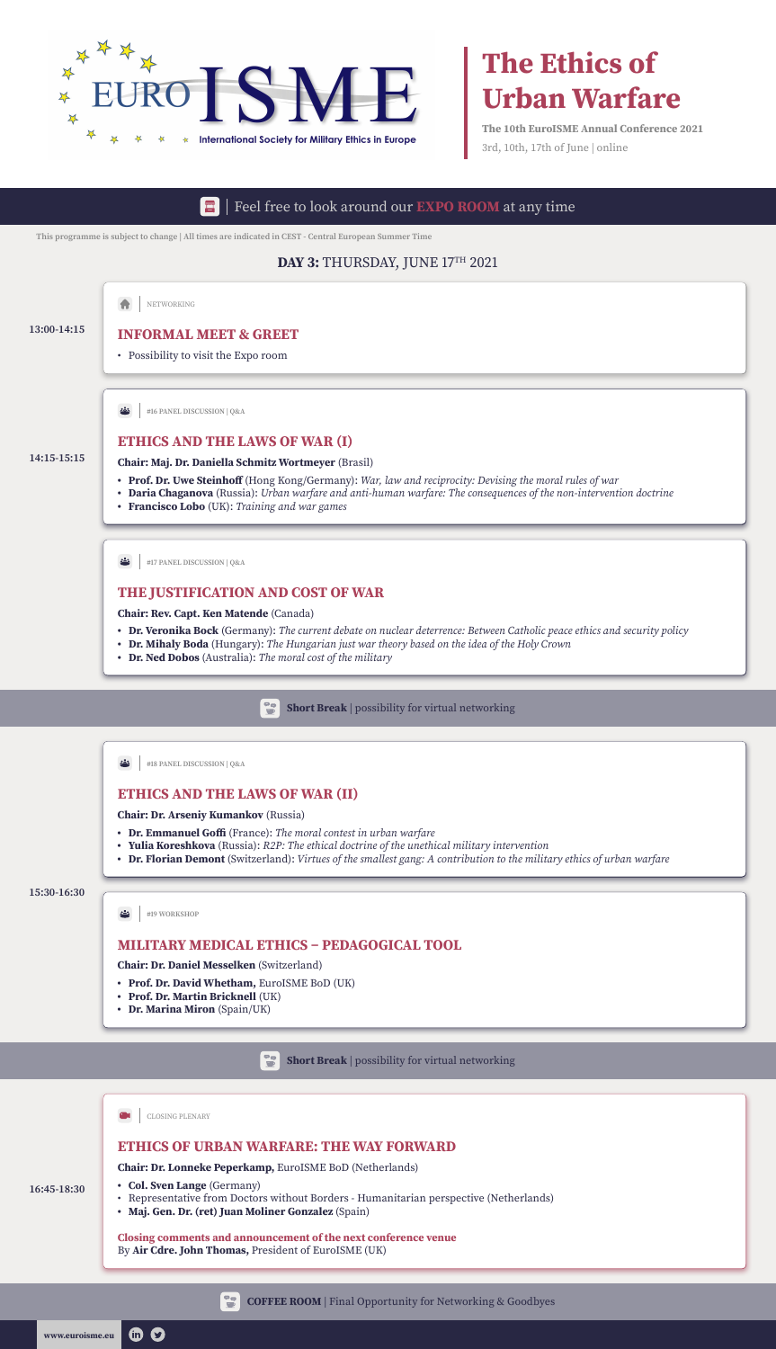EURO ISME
International Society for Military Ethics in Europe

# The Ethics of Urban Warfare

**The 10th EuroISME Annual Conference 2021**
3rd, 10th, 17th of June | online

| Feel free to look around our **EXPO ROOM** at any time

This programme is subject to change | All times are indicated in CEST - Central European Summer Time

## DAY 3: THURSDAY, JUNE 17TH 2021

**13:00-14:15**

NETWORKING

### INFORMAL MEET & GREET

- Possibility to visit the Expo room

**14:15-15:15**

#16 PANEL DISCUSSION | Q&A

### ETHICS AND THE LAWS OF WAR (I)

**Chair: Maj. Dr. Daniella Schmitz Wortmeyer** (Brasil)

- **Prof. Dr. Uwe Steinhoff** (Hong Kong/Germany): *War, law and reciprocity: Devising the moral rules of war*
- **Daria Chaganova** (Russia): *Urban warfare and anti-human warfare: The consequences of the non-intervention doctrine*
- **Francisco Lobo** (UK): *Training and war games*

#17 PANEL DISCUSSION | Q&A

### THE JUSTIFICATION AND COST OF WAR

**Chair: Rev. Capt. Ken Matende** (Canada)

- **Dr. Veronika Bock** (Germany): *The current debate on nuclear deterrence: Between Catholic peace ethics and security policy*
- **Dr. Mihaly Boda** (Hungary): *The Hungarian just war theory based on the idea of the Holy Crown*
- **Dr. Ned Dobos** (Australia): *The moral cost of the military*

**Short Break** | possibility for virtual networking

**15:30-16:30**

#18 PANEL DISCUSSION | Q&A

### ETHICS AND THE LAWS OF WAR (II)

**Chair: Dr. Arseniy Kumankov** (Russia)

- **Dr. Emmanuel Goffi** (France): *The moral contest in urban warfare*
- **Yulia Koreshkova** (Russia): *R2P: The ethical doctrine of the unethical military intervention*
- **Dr. Florian Demont** (Switzerland): *Virtues of the smallest gang: A contribution to the military ethics of urban warfare*

#19 WORKSHOP

### MILITARY MEDICAL ETHICS – PEDAGOGICAL TOOL

**Chair: Dr. Daniel Messelken** (Switzerland)

- **Prof. Dr. David Whetham,** EuroISME BoD (UK)
- **Prof. Dr. Martin Bricknell** (UK)
- **Dr. Marina Miron** (Spain/UK)

**Short Break** | possibility for virtual networking

**16:45-18:30**

CLOSING PLENARY

### ETHICS OF URBAN WARFARE: THE WAY FORWARD

**Chair: Dr. Lonneke Peperkamp,** EuroISME BoD (Netherlands)

- **Col. Sven Lange** (Germany)
- Representative from Doctors without Borders - Humanitarian perspective (Netherlands)
- **Maj. Gen. Dr. (ret) Juan Moliner Gonzalez** (Spain)

**Closing comments and announcement of the next conference venue**
By **Air Cdre. John Thomas,** President of EuroISME (UK)

**COFFEE ROOM** | Final Opportunity for Networking & Goodbyes

www.euroisme.eu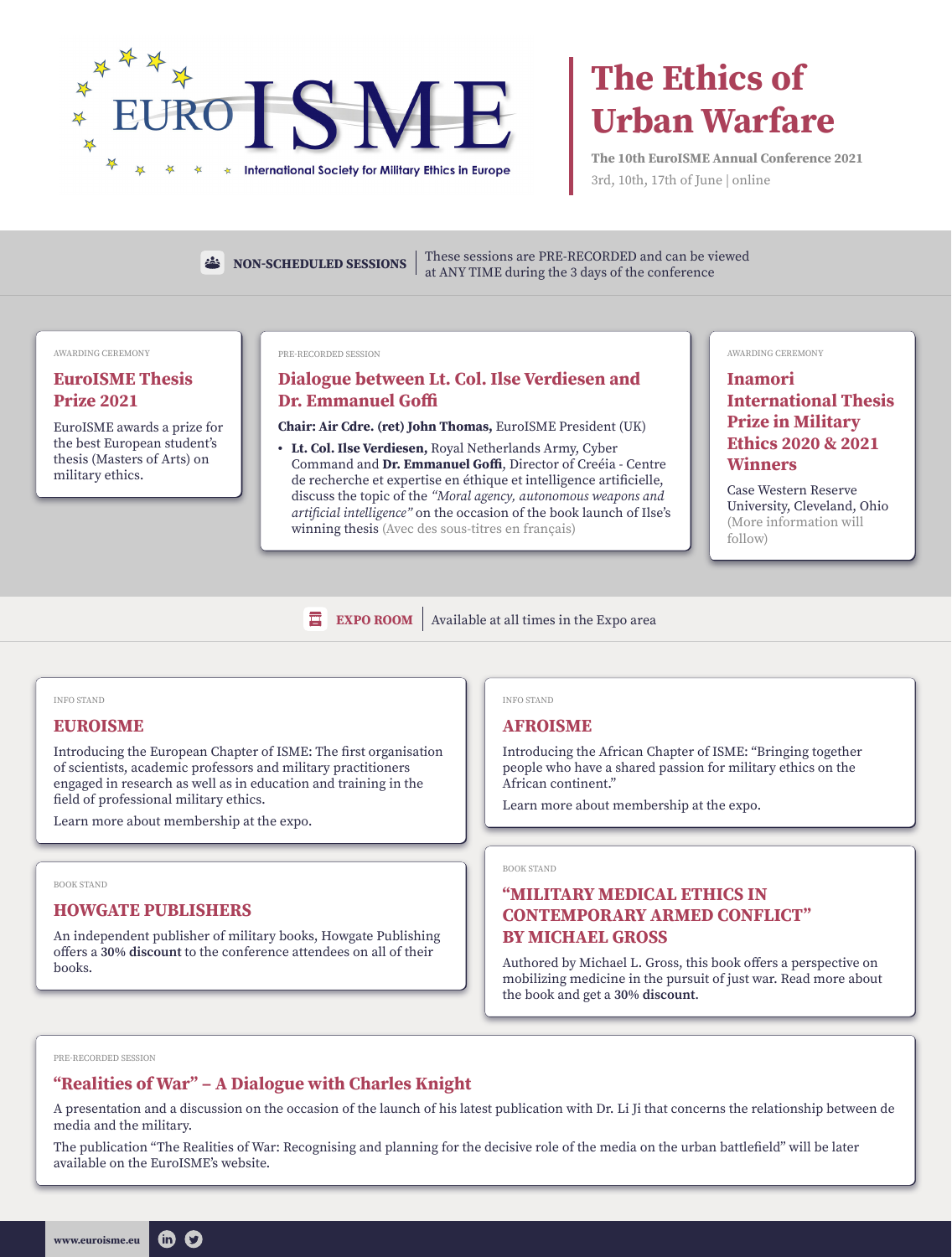EURO ISME

International Society for Military Ethics in Europe

# The Ethics of Urban Warfare

**The 10th EuroISME Annual Conference 2021**

3rd, 10th, 17th of June | online

**NON-SCHEDULED SESSIONS** | These sessions are PRE-RECORDED and can be viewed at ANY TIME during the 3 days of the conference

AWARDING CEREMONY

## EuroISME Thesis Prize 2021

EuroISME awards a prize for the best European student's thesis (Masters of Arts) on military ethics.

PRE-RECORDED SESSION

## Dialogue between Lt. Col. Ilse Verdiesen and Dr. Emmanuel Goffi

**Chair: Air Cdre. (ret) John Thomas,** EuroISME President (UK)

- **Lt. Col. Ilse Verdiesen,** Royal Netherlands Army, Cyber Command and **Dr. Emmanuel Goffi**, Director of Creéia - Centre de recherche et expertise en éthique et intelligence artificielle, discuss the topic of the *"Moral agency, autonomous weapons and artificial intelligence"* on the occasion of the book launch of Ilse's winning thesis (Avec des sous-titres en français)

AWARDING CEREMONY

## Inamori International Thesis Prize in Military Ethics 2020 & 2021 Winners

Case Western Reserve University, Cleveland, Ohio (More information will follow)

**EXPO ROOM** | Available at all times in the Expo area

INFO STAND

## EUROISME

Introducing the European Chapter of ISME: The first organisation of scientists, academic professors and military practitioners engaged in research as well as in education and training in the field of professional military ethics.

Learn more about membership at the expo.

INFO STAND

## AFROISME

Introducing the African Chapter of ISME: "Bringing together people who have a shared passion for military ethics on the African continent."

Learn more about membership at the expo.

BOOK STAND

## HOWGATE PUBLISHERS

An independent publisher of military books, Howgate Publishing offers a **30% discount** to the conference attendees on all of their books.

BOOK STAND

## "MILITARY MEDICAL ETHICS IN CONTEMPORARY ARMED CONFLICT" BY MICHAEL GROSS

Authored by Michael L. Gross, this book offers a perspective on mobilizing medicine in the pursuit of just war. Read more about the book and get a **30% discount.**

PRE-RECORDED SESSION

## "Realities of War" – A Dialogue with Charles Knight

A presentation and a discussion on the occasion of the launch of his latest publication with Dr. Li Ji that concerns the relationship between de media and the military.

The publication "The Realities of War: Recognising and planning for the decisive role of the media on the urban battlefield" will be later available on the EuroISME's website.

www.euroisme.eu